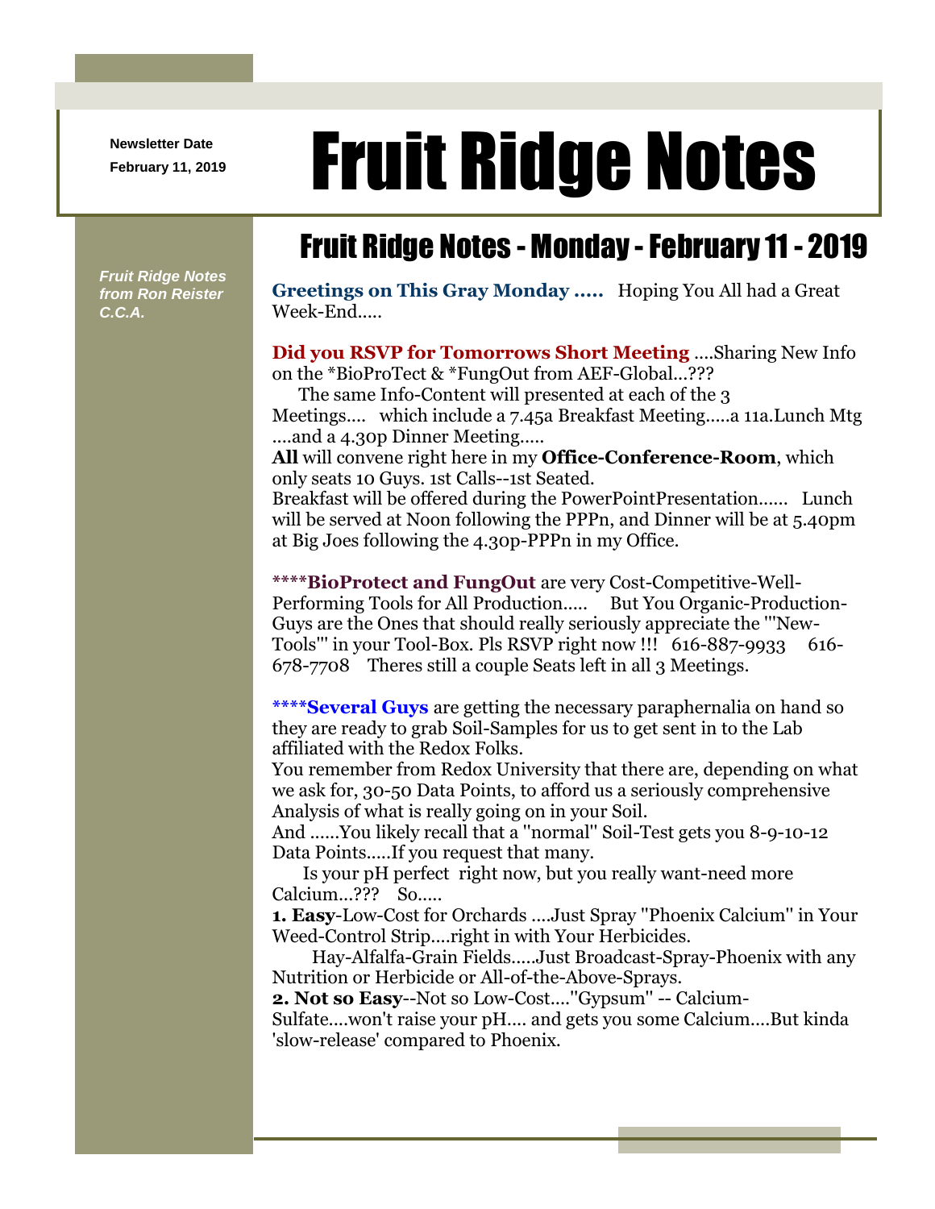Newsletter Date
February 11, 2019

# Fruit Ridge Notes

*Fruit Ridge Notes from Ron Reister C.C.A.*

## Fruit Ridge Notes - Monday - February 11 - 2019

**Greetings on This Gray Monday .....** Hoping You All had a Great Week-End.....

**Did you RSVP for Tomorrows Short Meeting** ....Sharing New Info on the *BioProTect & *FungOut from AEF-Global...???

The same Info-Content will presented at each of the 3 Meetings.... which include a 7.45a Breakfast Meeting.....a 11a.Lunch Mtg ....and a 4.30p Dinner Meeting.....

**All** will convene right here in my **Office-Conference-Room**, which only seats 10 Guys. 1st Calls--1st Seated.

Breakfast will be offered during the PowerPointPresentation...... Lunch will be served at Noon following the PPPn, and Dinner will be at 5.40pm at Big Joes following the 4.30p-PPPn in my Office.

****BioProtect and FungOut** are very Cost-Competitive-Well-Performing Tools for All Production..... But You Organic-Production-Guys are the Ones that should really seriously appreciate the '"New-Tools"' in your Tool-Box. Pls RSVP right now !!! 616-887-9933 616-678-7708 Theres still a couple Seats left in all 3 Meetings.

****Several Guys** are getting the necessary paraphernalia on hand so they are ready to grab Soil-Samples for us to get sent in to the Lab affiliated with the Redox Folks.

You remember from Redox University that there are, depending on what we ask for, 30-50 Data Points, to afford us a seriously comprehensive Analysis of what is really going on in your Soil.

And ......You likely recall that a "normal" Soil-Test gets you 8-9-10-12 Data Points.....If you request that many.

Is your pH perfect right now, but you really want-need more Calcium...??? So.....

**1. Easy**-Low-Cost for Orchards ....Just Spray "Phoenix Calcium" in Your Weed-Control Strip....right in with Your Herbicides.

Hay-Alfalfa-Grain Fields.....Just Broadcast-Spray-Phoenix with any Nutrition or Herbicide or All-of-the-Above-Sprays.

**2. Not so Easy**--Not so Low-Cost...."Gypsum" -- Calcium-Sulfate....won't raise your pH.... and gets you some Calcium....But kinda 'slow-release' compared to Phoenix.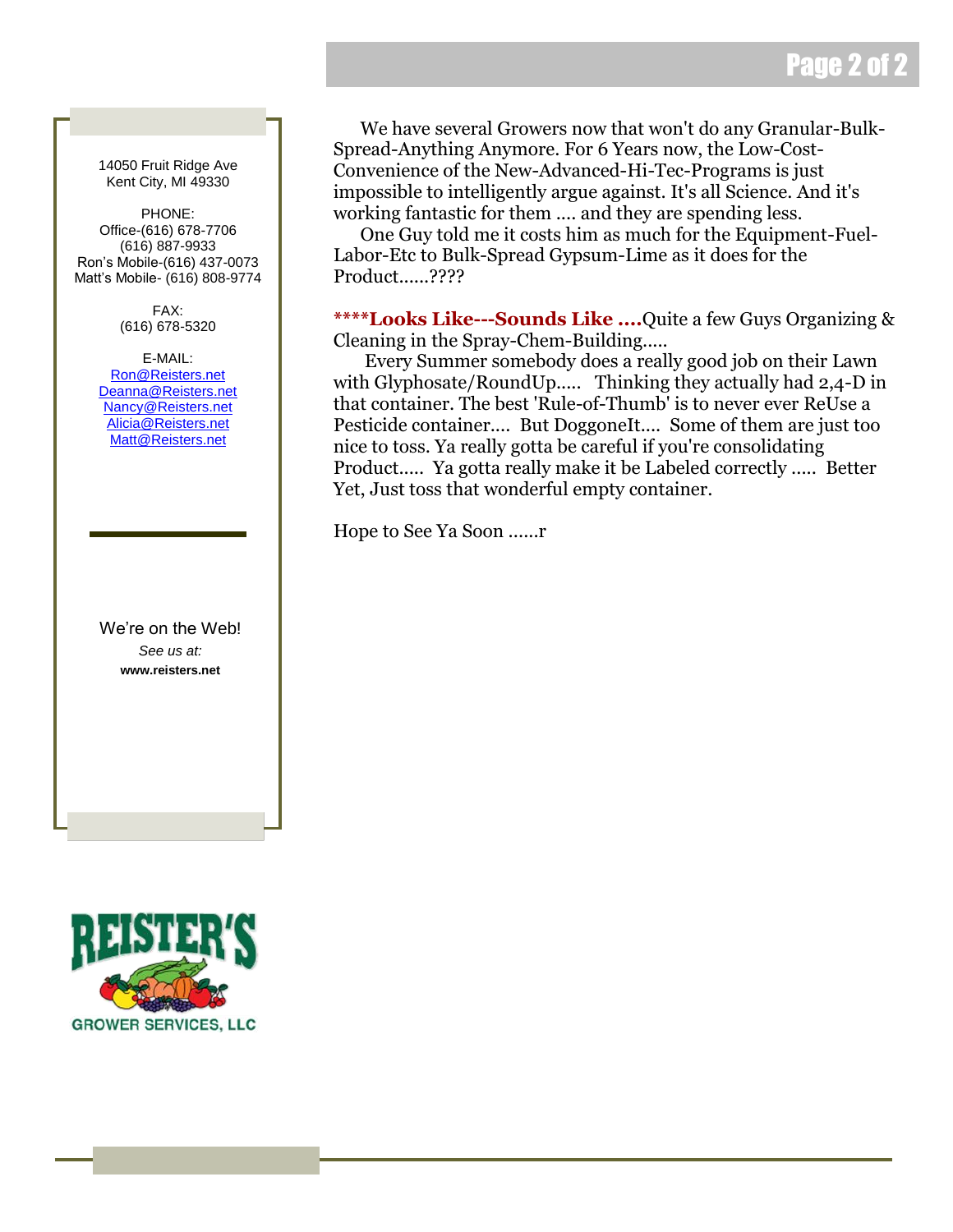14050 Fruit Ridge Ave
Kent City, MI 49330

PHONE:
Office-(616) 678-7706
(616) 887-9933
Ron's Mobile-(616) 437-0073
Matt's Mobile- (616) 808-9774

FAX:
(616) 678-5320

E-MAIL:
Ron@Reisters.net
Deanna@Reisters.net
Nancy@Reisters.net
Alicia@Reisters.net
Matt@Reisters.net

We're on the Web!
*See us at:*
**www.reisters.net**

REISTER'S
GROWER SERVICES, LLC

We have several Growers now that won't do any Granular-Bulk-Spread-Anything Anymore. For 6 Years now, the Low-Cost-Convenience of the New-Advanced-Hi-Tec-Programs is just impossible to intelligently argue against. It's all Science. And it's working fantastic for them .... and they are spending less.

One Guy told me it costs him as much for the Equipment-Fuel-Labor-Etc to Bulk-Spread Gypsum-Lime as it does for the Product......????

**\*\*\*\*Looks Like---Sounds Like ....**Quite a few Guys Organizing & Cleaning in the Spray-Chem-Building.....

Every Summer somebody does a really good job on their Lawn with Glyphosate/RoundUp..... Thinking they actually had 2,4-D in that container. The best 'Rule-of-Thumb' is to never ever ReUse a Pesticide container.... But DoggoneIt.... Some of them are just too nice to toss. Ya really gotta be careful if you're consolidating Product..... Ya gotta really make it be Labeled correctly ..... Better Yet, Just toss that wonderful empty container.

Hope to See Ya Soon ......r